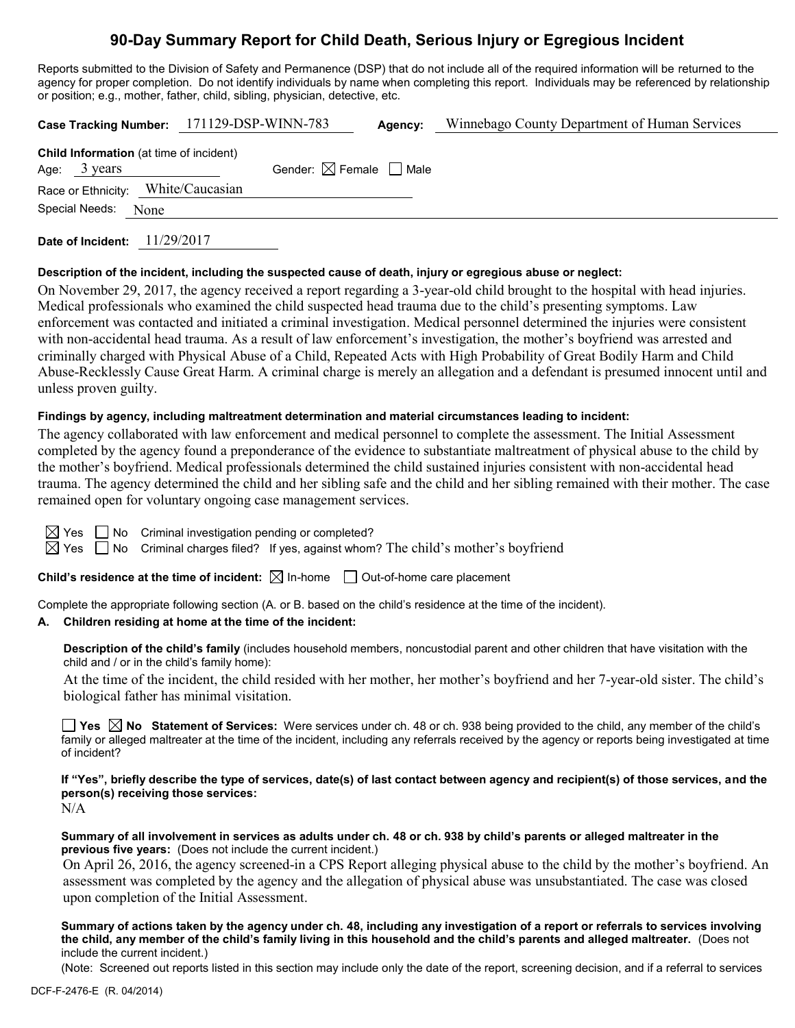# 90-Day Summary Report for Child Death, Serious Injury or Egregious Incident

Reports submitted to the Division of Safety and Permanence (DSP) that do not include all of the required information will be returned to the agency for proper completion. Do not identify individuals by name when completing this report. Individuals may be referenced by relationship or position; e.g., mother, father, child, sibling, physician, detective, etc.

**Case Tracking Number:** 171129-DSP-WINN-783 **Agency:** Winnebago County Department of Human Services

**Child Information** (at time of incident)
Age: 3 years Gender: ☒ Female ☐ Male
Race or Ethnicity: White/Caucasian
Special Needs: None

**Date of Incident:** 11/29/2017

**Description of the incident, including the suspected cause of death, injury or egregious abuse or neglect:**

On November 29, 2017, the agency received a report regarding a 3-year-old child brought to the hospital with head injuries. Medical professionals who examined the child suspected head trauma due to the child's presenting symptoms. Law enforcement was contacted and initiated a criminal investigation. Medical personnel determined the injuries were consistent with non-accidental head trauma. As a result of law enforcement's investigation, the mother's boyfriend was arrested and criminally charged with Physical Abuse of a Child, Repeated Acts with High Probability of Great Bodily Harm and Child Abuse-Recklessly Cause Great Harm. A criminal charge is merely an allegation and a defendant is presumed innocent until and unless proven guilty.

**Findings by agency, including maltreatment determination and material circumstances leading to incident:**

The agency collaborated with law enforcement and medical personnel to complete the assessment. The Initial Assessment completed by the agency found a preponderance of the evidence to substantiate maltreatment of physical abuse to the child by the mother's boyfriend. Medical professionals determined the child sustained injuries consistent with non-accidental head trauma. The agency determined the child and her sibling safe and the child and her sibling remained with their mother. The case remained open for voluntary ongoing case management services.

☒ Yes ☐ No Criminal investigation pending or completed?
☒ Yes ☐ No Criminal charges filed? If yes, against whom? The child's mother's boyfriend

**Child's residence at the time of incident:** ☒ In-home ☐ Out-of-home care placement

Complete the appropriate following section (A. or B. based on the child's residence at the time of the incident).

**A. Children residing at home at the time of the incident:**

**Description of the child's family** (includes household members, noncustodial parent and other children that have visitation with the child and / or in the child's family home):

At the time of the incident, the child resided with her mother, her mother's boyfriend and her 7-year-old sister. The child's biological father has minimal visitation.

☐ **Yes** ☒ **No** **Statement of Services:** Were services under ch. 48 or ch. 938 being provided to the child, any member of the child's family or alleged maltreater at the time of the incident, including any referrals received by the agency or reports being investigated at time of incident?

**If "Yes", briefly describe the type of services, date(s) of last contact between agency and recipient(s) of those services, and the person(s) receiving those services:**
N/A

**Summary of all involvement in services as adults under ch. 48 or ch. 938 by child's parents or alleged maltreater in the previous five years:** (Does not include the current incident.)

On April 26, 2016, the agency screened-in a CPS Report alleging physical abuse to the child by the mother's boyfriend. An assessment was completed by the agency and the allegation of physical abuse was unsubstantiated. The case was closed upon completion of the Initial Assessment.

**Summary of actions taken by the agency under ch. 48, including any investigation of a report or referrals to services involving the child, any member of the child's family living in this household and the child's parents and alleged maltreater.** (Does not include the current incident.)
(Note: Screened out reports listed in this section may include only the date of the report, screening decision, and if a referral to services

DCF-F-2476-E (R. 04/2014)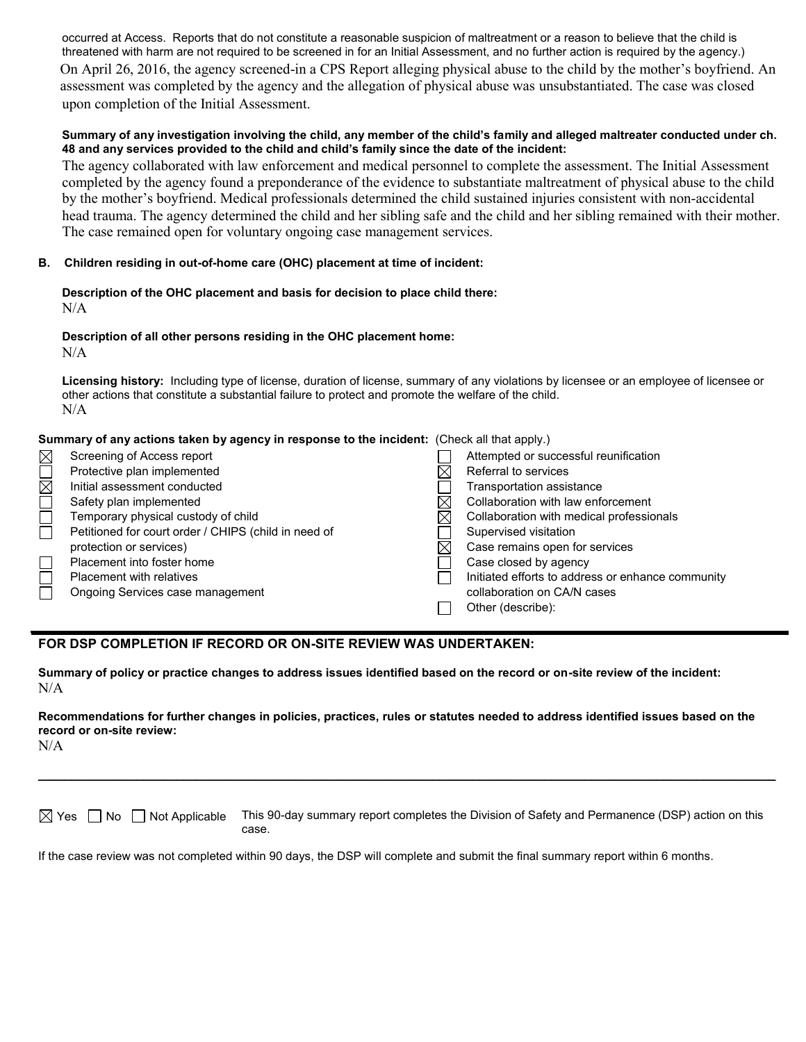occurred at Access. Reports that do not constitute a reasonable suspicion of maltreatment or a reason to believe that the child is threatened with harm are not required to be screened in for an Initial Assessment, and no further action is required by the agency.)

On April 26, 2016, the agency screened-in a CPS Report alleging physical abuse to the child by the mother's boyfriend. An assessment was completed by the agency and the allegation of physical abuse was unsubstantiated. The case was closed upon completion of the Initial Assessment.

**Summary of any investigation involving the child, any member of the child's family and alleged maltreater conducted under ch. 48 and any services provided to the child and child's family since the date of the incident:**

The agency collaborated with law enforcement and medical personnel to complete the assessment. The Initial Assessment completed by the agency found a preponderance of the evidence to substantiate maltreatment of physical abuse to the child by the mother's boyfriend. Medical professionals determined the child sustained injuries consistent with non-accidental head trauma. The agency determined the child and her sibling safe and the child and her sibling remained with their mother. The case remained open for voluntary ongoing case management services.

**B. Children residing in out-of-home care (OHC) placement at time of incident:**

**Description of the OHC placement and basis for decision to place child there:**
N/A

**Description of all other persons residing in the OHC placement home:**
N/A

**Licensing history:** Including type of license, duration of license, summary of any violations by licensee or an employee of licensee or other actions that constitute a substantial failure to protect and promote the welfare of the child.
N/A

**Summary of any actions taken by agency in response to the incident:** (Check all that apply.)

- ☒ Screening of Access report
- ☐ Protective plan implemented
- ☒ Initial assessment conducted
- ☐ Safety plan implemented
- ☐ Temporary physical custody of child
- ☐ Petitioned for court order / CHIPS (child in need of protection or services)
- ☐ Placement into foster home
- ☐ Placement with relatives
- ☐ Ongoing Services case management
- ☐ Attempted or successful reunification
- ☒ Referral to services
- ☐ Transportation assistance
- ☒ Collaboration with law enforcement
- ☒ Collaboration with medical professionals
- ☐ Supervised visitation
- ☒ Case remains open for services
- ☐ Case closed by agency
- ☐ Initiated efforts to address or enhance community collaboration on CA/N cases
- ☐ Other (describe):

## FOR DSP COMPLETION IF RECORD OR ON-SITE REVIEW WAS UNDERTAKEN:

**Summary of policy or practice changes to address issues identified based on the record or on-site review of the incident:**
N/A

**Recommendations for further changes in policies, practices, rules or statutes needed to address identified issues based on the record or on-site review:**
N/A

---

☒ Yes ☐ No ☐ Not Applicable This 90-day summary report completes the Division of Safety and Permanence (DSP) action on this case.

If the case review was not completed within 90 days, the DSP will complete and submit the final summary report within 6 months.